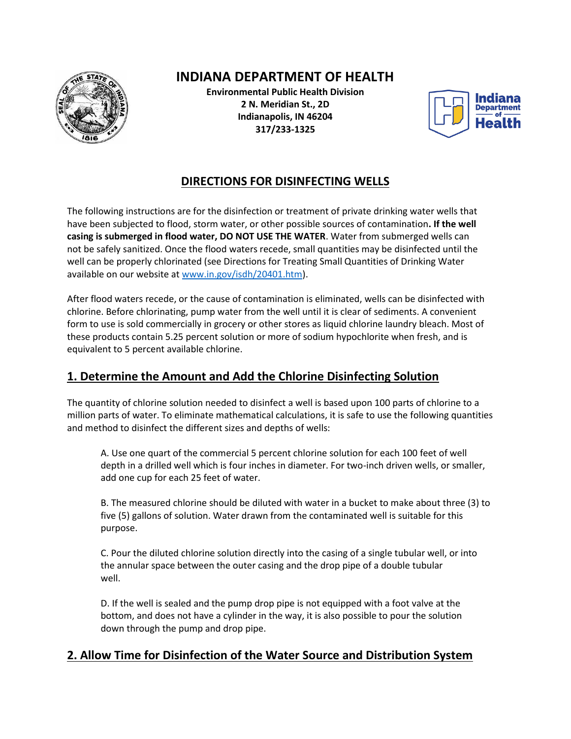# INDIANA DEPARTMENT OF HEALTH

**Environmental Public Health Division**
**2 N. Meridian St., 2D**
**Indianapolis, IN 46204**
**317/233-1325**

## DIRECTIONS FOR DISINFECTING WELLS

The following instructions are for the disinfection or treatment of private drinking water wells that have been subjected to flood, storm water, or other possible sources of contamination**. If the well casing is submerged in flood water, DO NOT USE THE WATER**. Water from submerged wells can not be safely sanitized. Once the flood waters recede, small quantities may be disinfected until the well can be properly chlorinated (see Directions for Treating Small Quantities of Drinking Water available on our website at [www.in.gov/isdh/20401.htm](www.in.gov/isdh/20401.htm)).

After flood waters recede, or the cause of contamination is eliminated, wells can be disinfected with chlorine. Before chlorinating, pump water from the well until it is clear of sediments. A convenient form to use is sold commercially in grocery or other stores as liquid chlorine laundry bleach. Most of these products contain 5.25 percent solution or more of sodium hypochlorite when fresh, and is equivalent to 5 percent available chlorine.

## 1. Determine the Amount and Add the Chlorine Disinfecting Solution

The quantity of chlorine solution needed to disinfect a well is based upon 100 parts of chlorine to a million parts of water. To eliminate mathematical calculations, it is safe to use the following quantities and method to disinfect the different sizes and depths of wells:

A. Use one quart of the commercial 5 percent chlorine solution for each 100 feet of well depth in a drilled well which is four inches in diameter. For two-inch driven wells, or smaller, add one cup for each 25 feet of water.

B. The measured chlorine should be diluted with water in a bucket to make about three (3) to five (5) gallons of solution. Water drawn from the contaminated well is suitable for this purpose.

C. Pour the diluted chlorine solution directly into the casing of a single tubular well, or into the annular space between the outer casing and the drop pipe of a double tubular well.

D. If the well is sealed and the pump drop pipe is not equipped with a foot valve at the bottom, and does not have a cylinder in the way, it is also possible to pour the solution down through the pump and drop pipe.

## 2. Allow Time for Disinfection of the Water Source and Distribution System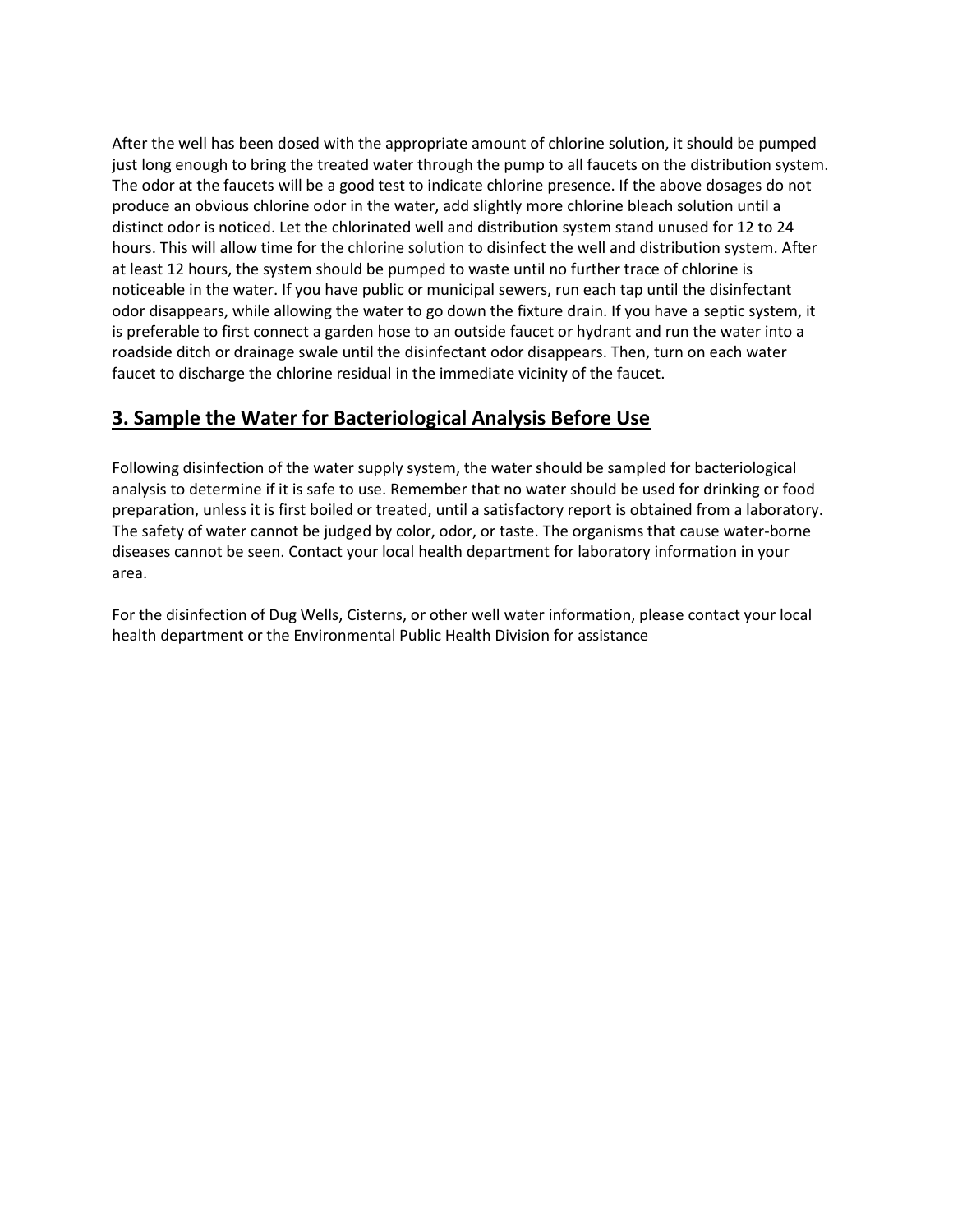After the well has been dosed with the appropriate amount of chlorine solution, it should be pumped just long enough to bring the treated water through the pump to all faucets on the distribution system. The odor at the faucets will be a good test to indicate chlorine presence. If the above dosages do not produce an obvious chlorine odor in the water, add slightly more chlorine bleach solution until a distinct odor is noticed. Let the chlorinated well and distribution system stand unused for 12 to 24 hours. This will allow time for the chlorine solution to disinfect the well and distribution system. After at least 12 hours, the system should be pumped to waste until no further trace of chlorine is noticeable in the water. If you have public or municipal sewers, run each tap until the disinfectant odor disappears, while allowing the water to go down the fixture drain. If you have a septic system, it is preferable to first connect a garden hose to an outside faucet or hydrant and run the water into a roadside ditch or drainage swale until the disinfectant odor disappears. Then, turn on each water faucet to discharge the chlorine residual in the immediate vicinity of the faucet.

## 3. Sample the Water for Bacteriological Analysis Before Use

Following disinfection of the water supply system, the water should be sampled for bacteriological analysis to determine if it is safe to use. Remember that no water should be used for drinking or food preparation, unless it is first boiled or treated, until a satisfactory report is obtained from a laboratory. The safety of water cannot be judged by color, odor, or taste. The organisms that cause water-borne diseases cannot be seen. Contact your local health department for laboratory information in your area.

For the disinfection of Dug Wells, Cisterns, or other well water information, please contact your local health department or the Environmental Public Health Division for assistance